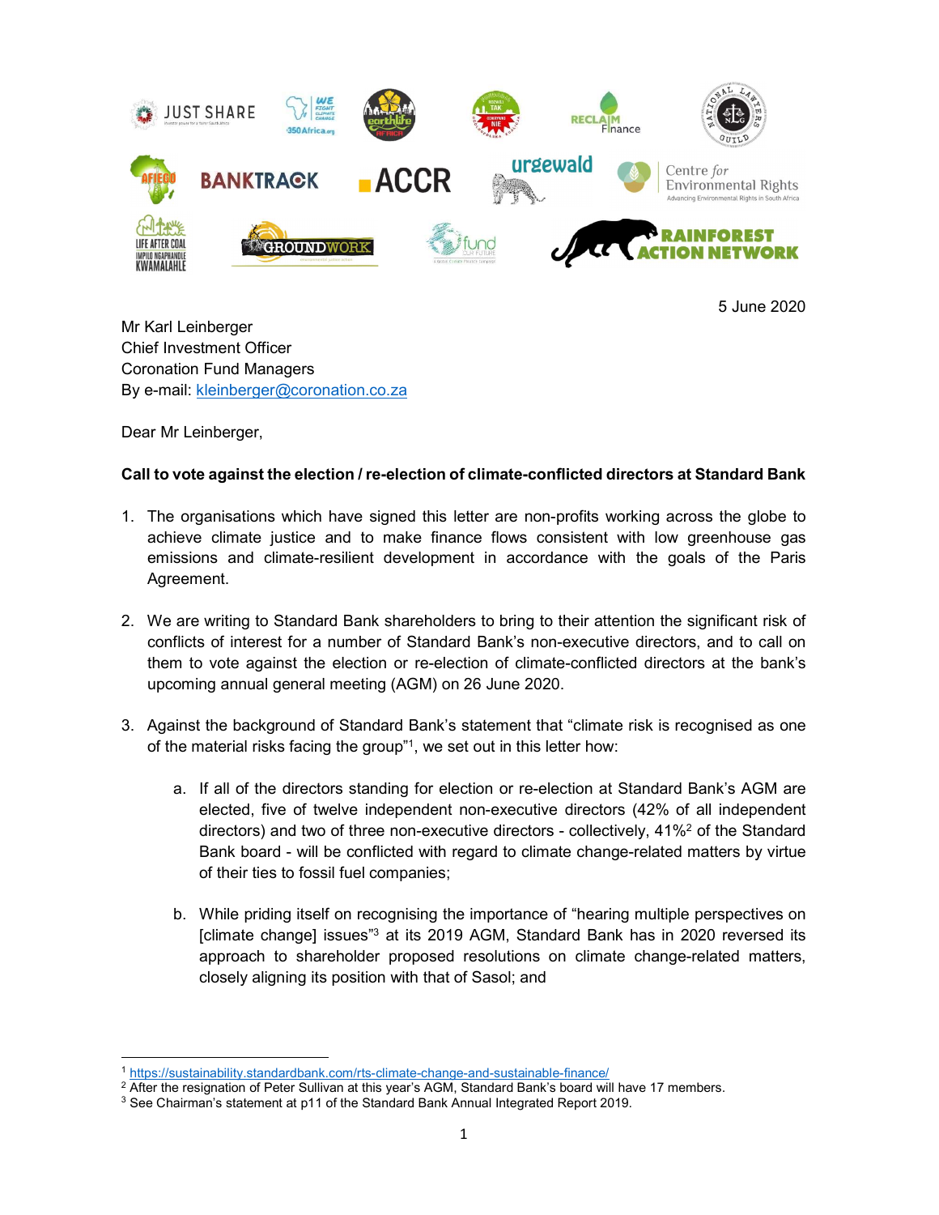5 June 2020

Mr Karl Leinberger
Chief Investment Officer
Coronation Fund Managers
By e-mail: kleinberger@coronation.co.za

Dear Mr Leinberger,

**Call to vote against the election / re-election of climate-conflicted directors at Standard Bank**

1. The organisations which have signed this letter are non-profits working across the globe to achieve climate justice and to make finance flows consistent with low greenhouse gas emissions and climate-resilient development in accordance with the goals of the Paris Agreement.

2. We are writing to Standard Bank shareholders to bring to their attention the significant risk of conflicts of interest for a number of Standard Bank's non-executive directors, and to call on them to vote against the election or re-election of climate-conflicted directors at the bank's upcoming annual general meeting (AGM) on 26 June 2020.

3. Against the background of Standard Bank's statement that "climate risk is recognised as one of the material risks facing the group"[1], we set out in this letter how:

    a. If all of the directors standing for election or re-election at Standard Bank's AGM are elected, five of twelve independent non-executive directors (42% of all independent directors) and two of three non-executive directors - collectively, 41%[2] of the Standard Bank board - will be conflicted with regard to climate change-related matters by virtue of their ties to fossil fuel companies;

    b. While priding itself on recognising the importance of "hearing multiple perspectives on [climate change] issues"[3] at its 2019 AGM, Standard Bank has in 2020 reversed its approach to shareholder proposed resolutions on climate change-related matters, closely aligning its position with that of Sasol; and

---

[1] https://sustainability.standardbank.com/rts-climate-change-and-sustainable-finance/

[2] After the resignation of Peter Sullivan at this year's AGM, Standard Bank's board will have 17 members.

[3] See Chairman's statement at p11 of the Standard Bank Annual Integrated Report 2019.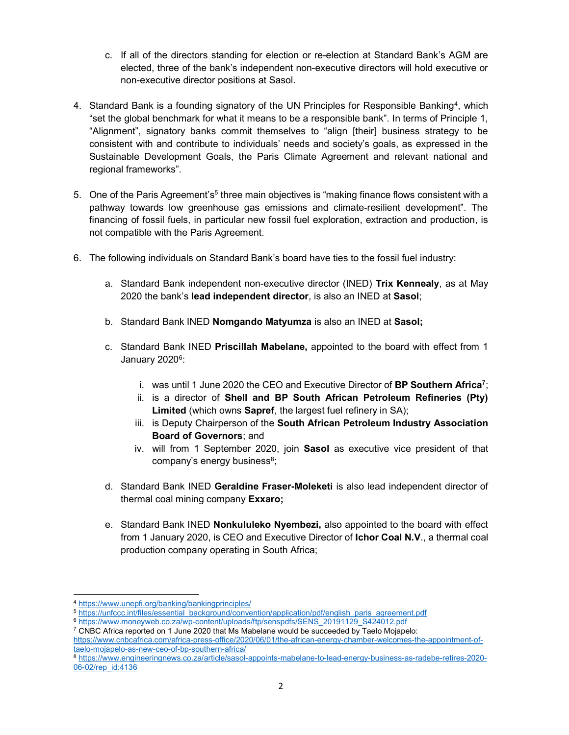c. If all of the directors standing for election or re-election at Standard Bank's AGM are elected, three of the bank's independent non-executive directors will hold executive or non-executive director positions at Sasol.

4. Standard Bank is a founding signatory of the UN Principles for Responsible Banking[4], which "set the global benchmark for what it means to be a responsible bank". In terms of Principle 1, "Alignment", signatory banks commit themselves to "align [their] business strategy to be consistent with and contribute to individuals' needs and society's goals, as expressed in the Sustainable Development Goals, the Paris Climate Agreement and relevant national and regional frameworks".

5. One of the Paris Agreement's[5] three main objectives is "making finance flows consistent with a pathway towards low greenhouse gas emissions and climate-resilient development". The financing of fossil fuels, in particular new fossil fuel exploration, extraction and production, is not compatible with the Paris Agreement.

6. The following individuals on Standard Bank's board have ties to the fossil fuel industry:

    a. Standard Bank independent non-executive director (INED) **Trix Kennealy**, as at May 2020 the bank's **lead independent director**, is also an INED at **Sasol**;

    b. Standard Bank INED **Nomgando Matyumza** is also an INED at **Sasol;**

    c. Standard Bank INED **Priscillah Mabelane,** appointed to the board with effect from 1 January 2020[6]:

        i. was until 1 June 2020 the CEO and Executive Director of **BP Southern Africa**[7];
        ii. is a director of **Shell and BP South African Petroleum Refineries (Pty) Limited** (which owns **Sapref**, the largest fuel refinery in SA);
        iii. is Deputy Chairperson of the **South African Petroleum Industry Association Board of Governors**; and
        iv. will from 1 September 2020, join **Sasol** as executive vice president of that company's energy business[8];

    d. Standard Bank INED **Geraldine Fraser-Moleketi** is also lead independent director of thermal coal mining company **Exxaro;**

    e. Standard Bank INED **Nonkululeko Nyembezi,** also appointed to the board with effect from 1 January 2020, is CEO and Executive Director of **Ichor Coal N.V.**, a thermal coal production company operating in South Africa;

---

[4] https://www.unepfi.org/banking/bankingprinciples/

[5] https://unfccc.int/files/essential_background/convention/application/pdf/english_paris_agreement.pdf

[6] https://www.moneyweb.co.za/wp-content/uploads/ftp/senspdfs/SENS_20191129_S424012.pdf

[7] CNBC Africa reported on 1 June 2020 that Ms Mabelane would be succeeded by Taelo Mojapelo: https://www.cnbcafrica.com/africa-press-office/2020/06/01/the-african-energy-chamber-welcomes-the-appointment-of-taelo-mojapelo-as-new-ceo-of-bp-southern-africa/

[8] https://www.engineeringnews.co.za/article/sasol-appoints-mabelane-to-lead-energy-business-as-radebe-retires-2020-06-02/rep_id:4136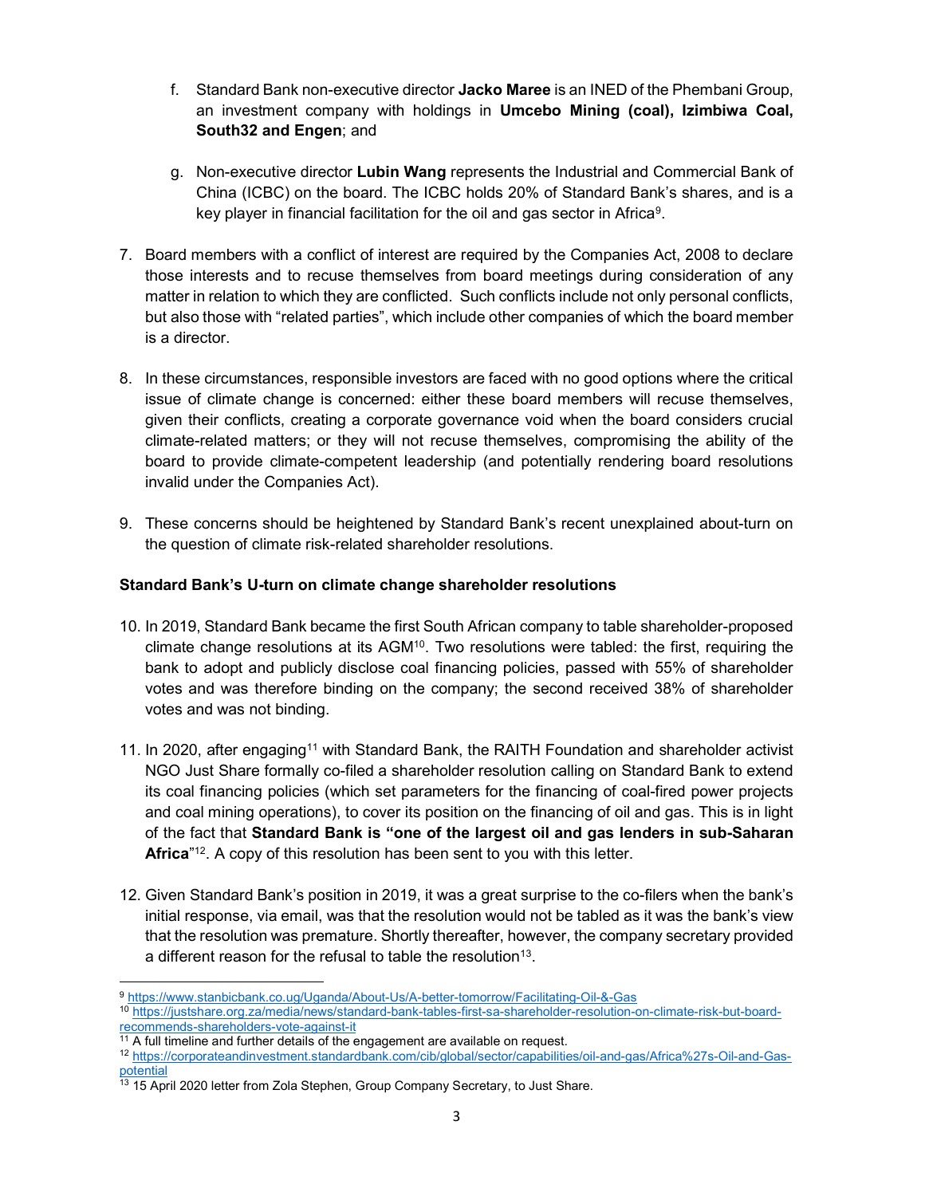f. Standard Bank non-executive director **Jacko Maree** is an INED of the Phembani Group, an investment company with holdings in **Umcebo Mining (coal), Izimbiwa Coal, South32 and Engen**; and

g. Non-executive director **Lubin Wang** represents the Industrial and Commercial Bank of China (ICBC) on the board. The ICBC holds 20% of Standard Bank's shares, and is a key player in financial facilitation for the oil and gas sector in Africa[9].

7. Board members with a conflict of interest are required by the Companies Act, 2008 to declare those interests and to recuse themselves from board meetings during consideration of any matter in relation to which they are conflicted. Such conflicts include not only personal conflicts, but also those with "related parties", which include other companies of which the board member is a director.

8. In these circumstances, responsible investors are faced with no good options where the critical issue of climate change is concerned: either these board members will recuse themselves, given their conflicts, creating a corporate governance void when the board considers crucial climate-related matters; or they will not recuse themselves, compromising the ability of the board to provide climate-competent leadership (and potentially rendering board resolutions invalid under the Companies Act).

9. These concerns should be heightened by Standard Bank's recent unexplained about-turn on the question of climate risk-related shareholder resolutions.

**Standard Bank's U-turn on climate change shareholder resolutions**

10. In 2019, Standard Bank became the first South African company to table shareholder-proposed climate change resolutions at its AGM[10]. Two resolutions were tabled: the first, requiring the bank to adopt and publicly disclose coal financing policies, passed with 55% of shareholder votes and was therefore binding on the company; the second received 38% of shareholder votes and was not binding.

11. In 2020, after engaging[11] with Standard Bank, the RAITH Foundation and shareholder activist NGO Just Share formally co-filed a shareholder resolution calling on Standard Bank to extend its coal financing policies (which set parameters for the financing of coal-fired power projects and coal mining operations), to cover its position on the financing of oil and gas. This is in light of the fact that **Standard Bank is "one of the largest oil and gas lenders in sub-Saharan Africa**"[12]. A copy of this resolution has been sent to you with this letter.

12. Given Standard Bank's position in 2019, it was a great surprise to the co-filers when the bank's initial response, via email, was that the resolution would not be tabled as it was the bank's view that the resolution was premature. Shortly thereafter, however, the company secretary provided a different reason for the refusal to table the resolution[13].

---

[9] https://www.stanbicbank.co.ug/Uganda/About-Us/A-better-tomorrow/Facilitating-Oil-&-Gas

[10] https://justshare.org.za/media/news/standard-bank-tables-first-sa-shareholder-resolution-on-climate-risk-but-board-recommends-shareholders-vote-against-it

[11] A full timeline and further details of the engagement are available on request.

[12] https://corporateandinvestment.standardbank.com/cib/global/sector/capabilities/oil-and-gas/Africa%27s-Oil-and-Gas-potential

[13] 15 April 2020 letter from Zola Stephen, Group Company Secretary, to Just Share.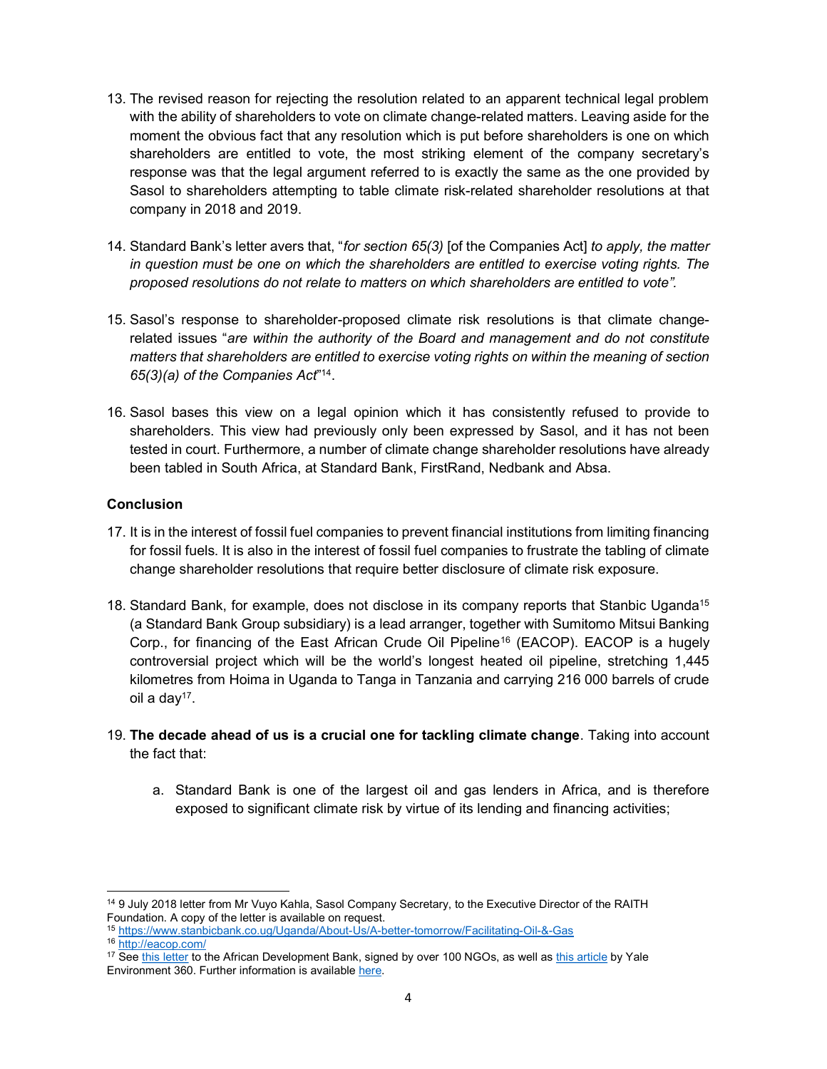13. The revised reason for rejecting the resolution related to an apparent technical legal problem with the ability of shareholders to vote on climate change-related matters. Leaving aside for the moment the obvious fact that any resolution which is put before shareholders is one on which shareholders are entitled to vote, the most striking element of the company secretary's response was that the legal argument referred to is exactly the same as the one provided by Sasol to shareholders attempting to table climate risk-related shareholder resolutions at that company in 2018 and 2019.

14. Standard Bank's letter avers that, "*for section 65(3)* [of the Companies Act] *to apply, the matter in question must be one on which the shareholders are entitled to exercise voting rights. The proposed resolutions do not relate to matters on which shareholders are entitled to vote".*

15. Sasol's response to shareholder-proposed climate risk resolutions is that climate change-related issues "*are within the authority of the Board and management and do not constitute matters that shareholders are entitled to exercise voting rights on within the meaning of section 65(3)(a) of the Companies Act*"[14].

16. Sasol bases this view on a legal opinion which it has consistently refused to provide to shareholders. This view had previously only been expressed by Sasol, and it has not been tested in court. Furthermore, a number of climate change shareholder resolutions have already been tabled in South Africa, at Standard Bank, FirstRand, Nedbank and Absa.

**Conclusion**

17. It is in the interest of fossil fuel companies to prevent financial institutions from limiting financing for fossil fuels. It is also in the interest of fossil fuel companies to frustrate the tabling of climate change shareholder resolutions that require better disclosure of climate risk exposure.

18. Standard Bank, for example, does not disclose in its company reports that Stanbic Uganda[15] (a Standard Bank Group subsidiary) is a lead arranger, together with Sumitomo Mitsui Banking Corp., for financing of the East African Crude Oil Pipeline[16] (EACOP). EACOP is a hugely controversial project which will be the world's longest heated oil pipeline, stretching 1,445 kilometres from Hoima in Uganda to Tanga in Tanzania and carrying 216 000 barrels of crude oil a day[17].

19. **The decade ahead of us is a crucial one for tackling climate change**. Taking into account the fact that:

    a. Standard Bank is one of the largest oil and gas lenders in Africa, and is therefore exposed to significant climate risk by virtue of its lending and financing activities;

---

[14] 9 July 2018 letter from Mr Vuyo Kahla, Sasol Company Secretary, to the Executive Director of the RAITH Foundation. A copy of the letter is available on request.

[15] https://www.stanbicbank.co.ug/Uganda/About-Us/A-better-tomorrow/Facilitating-Oil-&-Gas

[16] http://eacop.com/

[17] See this letter to the African Development Bank, signed by over 100 NGOs, as well as this article by Yale Environment 360. Further information is available here.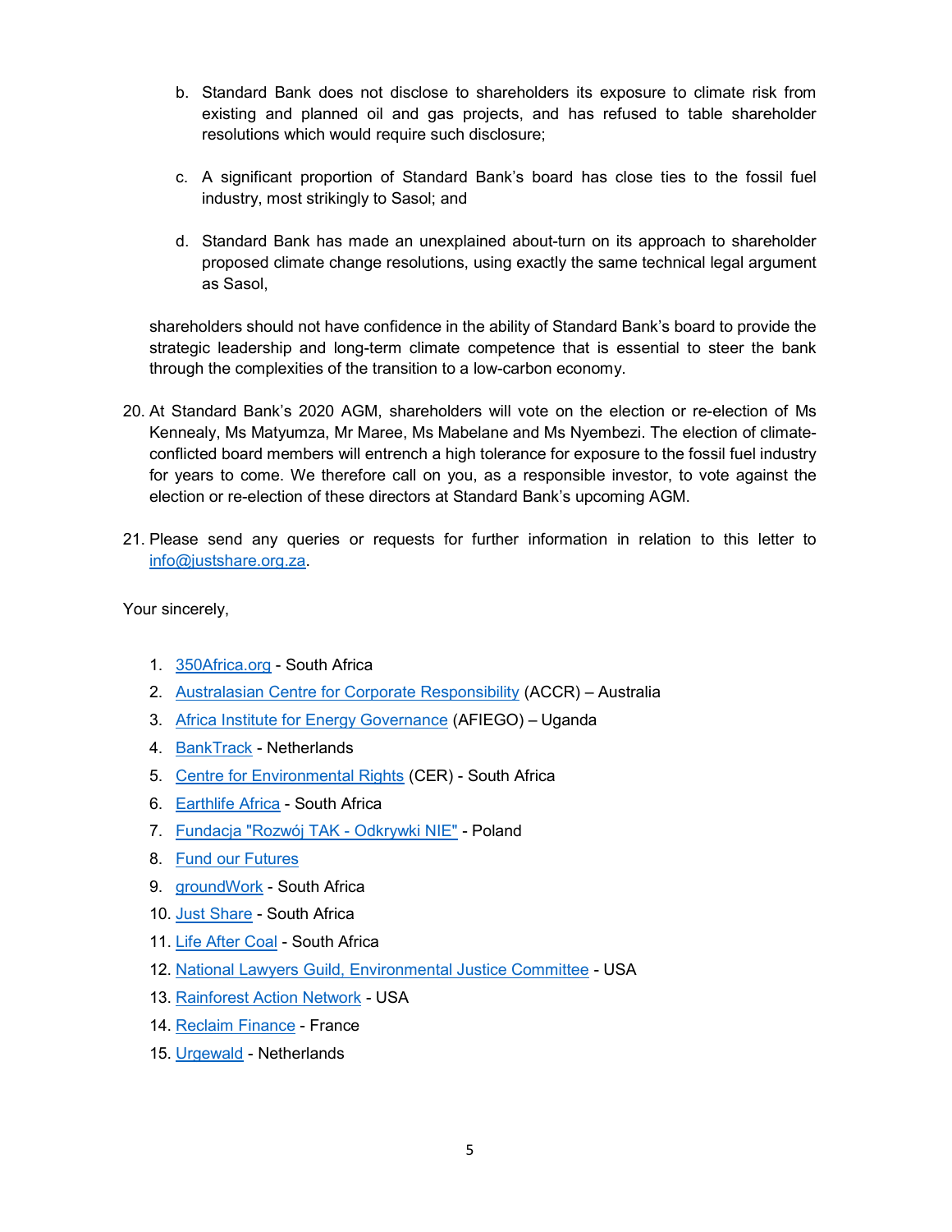b. Standard Bank does not disclose to shareholders its exposure to climate risk from existing and planned oil and gas projects, and has refused to table shareholder resolutions which would require such disclosure;

c. A significant proportion of Standard Bank's board has close ties to the fossil fuel industry, most strikingly to Sasol; and

d. Standard Bank has made an unexplained about-turn on its approach to shareholder proposed climate change resolutions, using exactly the same technical legal argument as Sasol,

shareholders should not have confidence in the ability of Standard Bank's board to provide the strategic leadership and long-term climate competence that is essential to steer the bank through the complexities of the transition to a low-carbon economy.

20. At Standard Bank's 2020 AGM, shareholders will vote on the election or re-election of Ms Kennealy, Ms Matyumza, Mr Maree, Ms Mabelane and Ms Nyembezi. The election of climate-conflicted board members will entrench a high tolerance for exposure to the fossil fuel industry for years to come. We therefore call on you, as a responsible investor, to vote against the election or re-election of these directors at Standard Bank's upcoming AGM.

21. Please send any queries or requests for further information in relation to this letter to info@justshare.org.za.

Your sincerely,

1. 350Africa.org - South Africa
2. Australasian Centre for Corporate Responsibility (ACCR) – Australia
3. Africa Institute for Energy Governance (AFIEGO) – Uganda
4. BankTrack - Netherlands
5. Centre for Environmental Rights (CER) - South Africa
6. Earthlife Africa - South Africa
7. Fundacja "Rozwój TAK - Odkrywki NIE" - Poland
8. Fund our Futures
9. groundWork - South Africa
10. Just Share - South Africa
11. Life After Coal - South Africa
12. National Lawyers Guild, Environmental Justice Committee - USA
13. Rainforest Action Network - USA
14. Reclaim Finance - France
15. Urgewald - Netherlands